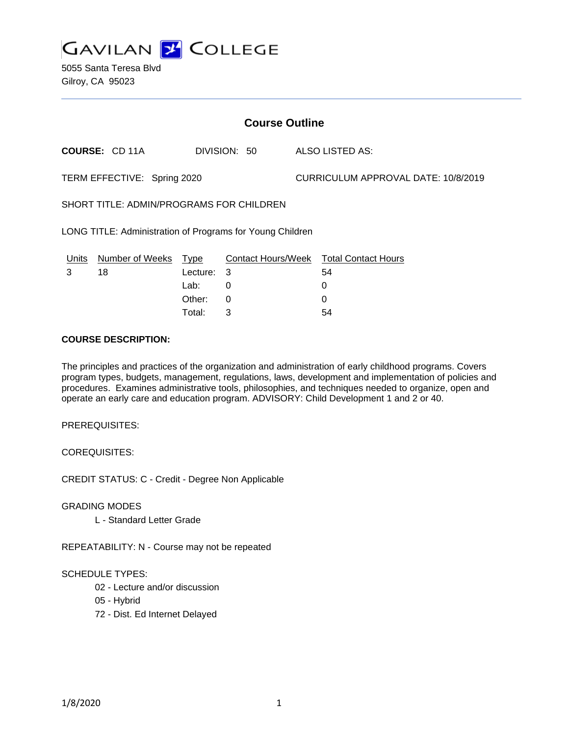GAVILAN COLLEGE

5055 Santa Teresa Blvd
Gilroy, CA 95023

## Course Outline

**COURSE:** CD 11A    DIVISION: 50    ALSO LISTED AS:

TERM EFFECTIVE: Spring 2020    CURRICULUM APPROVAL DATE: 10/8/2019

SHORT TITLE: ADMIN/PROGRAMS FOR CHILDREN

LONG TITLE: Administration of Programs for Young Children

| Units | Number of Weeks | Type | Contact Hours/Week | Total Contact Hours |
|---|---|---|---|---|
| 3 | 18 | Lecture: | 3 | 54 |
| | | Lab: | 0 | 0 |
| | | Other: | 0 | 0 |
| | | Total: | 3 | 54 |

**COURSE DESCRIPTION:**

The principles and practices of the organization and administration of early childhood programs. Covers program types, budgets, management, regulations, laws, development and implementation of policies and procedures. Examines administrative tools, philosophies, and techniques needed to organize, open and operate an early care and education program. ADVISORY: Child Development 1 and 2 or 40.

PREREQUISITES:

COREQUISITES:

CREDIT STATUS: C - Credit - Degree Non Applicable

GRADING MODES

- L - Standard Letter Grade

REPEATABILITY: N - Course may not be repeated

SCHEDULE TYPES:

- 02 - Lecture and/or discussion
- 05 - Hybrid
- 72 - Dist. Ed Internet Delayed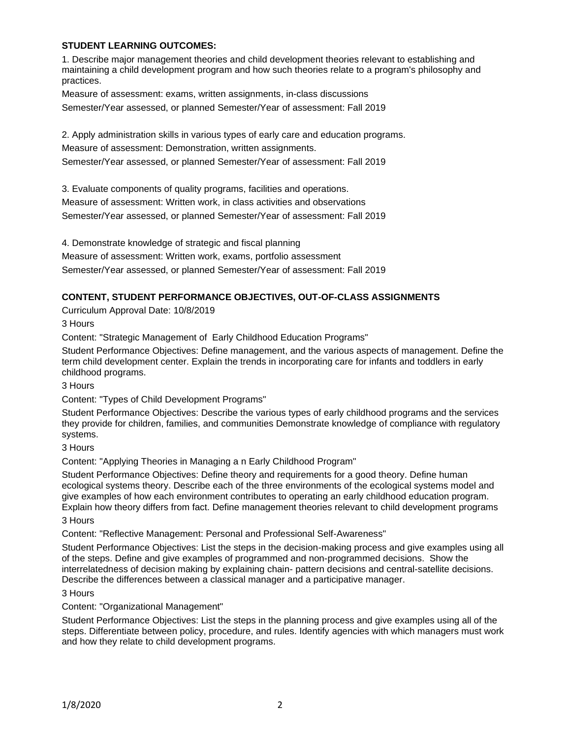**STUDENT LEARNING OUTCOMES:**

1. Describe major management theories and child development theories relevant to establishing and maintaining a child development program and how such theories relate to a program's philosophy and practices.

Measure of assessment: exams, written assignments, in-class discussions

Semester/Year assessed, or planned Semester/Year of assessment: Fall 2019

2. Apply administration skills in various types of early care and education programs.

Measure of assessment: Demonstration, written assignments.

Semester/Year assessed, or planned Semester/Year of assessment: Fall 2019

3. Evaluate components of quality programs, facilities and operations.

Measure of assessment: Written work, in class activities and observations

Semester/Year assessed, or planned Semester/Year of assessment: Fall 2019

4. Demonstrate knowledge of strategic and fiscal planning

Measure of assessment: Written work, exams, portfolio assessment

Semester/Year assessed, or planned Semester/Year of assessment: Fall 2019

**CONTENT, STUDENT PERFORMANCE OBJECTIVES, OUT-OF-CLASS ASSIGNMENTS**

Curriculum Approval Date: 10/8/2019

3 Hours

Content: "Strategic Management of Early Childhood Education Programs"

Student Performance Objectives: Define management, and the various aspects of management. Define the term child development center. Explain the trends in incorporating care for infants and toddlers in early childhood programs.

3 Hours

Content: "Types of Child Development Programs"

Student Performance Objectives: Describe the various types of early childhood programs and the services they provide for children, families, and communities Demonstrate knowledge of compliance with regulatory systems.

3 Hours

Content: "Applying Theories in Managing a n Early Childhood Program"

Student Performance Objectives: Define theory and requirements for a good theory. Define human ecological systems theory. Describe each of the three environments of the ecological systems model and give examples of how each environment contributes to operating an early childhood education program. Explain how theory differs from fact. Define management theories relevant to child development programs

3 Hours

Content: "Reflective Management: Personal and Professional Self-Awareness"

Student Performance Objectives: List the steps in the decision-making process and give examples using all of the steps. Define and give examples of programmed and non-programmed decisions. Show the interrelatedness of decision making by explaining chain- pattern decisions and central-satellite decisions. Describe the differences between a classical manager and a participative manager.

3 Hours

Content: "Organizational Management"

Student Performance Objectives: List the steps in the planning process and give examples using all of the steps. Differentiate between policy, procedure, and rules. Identify agencies with which managers must work and how they relate to child development programs.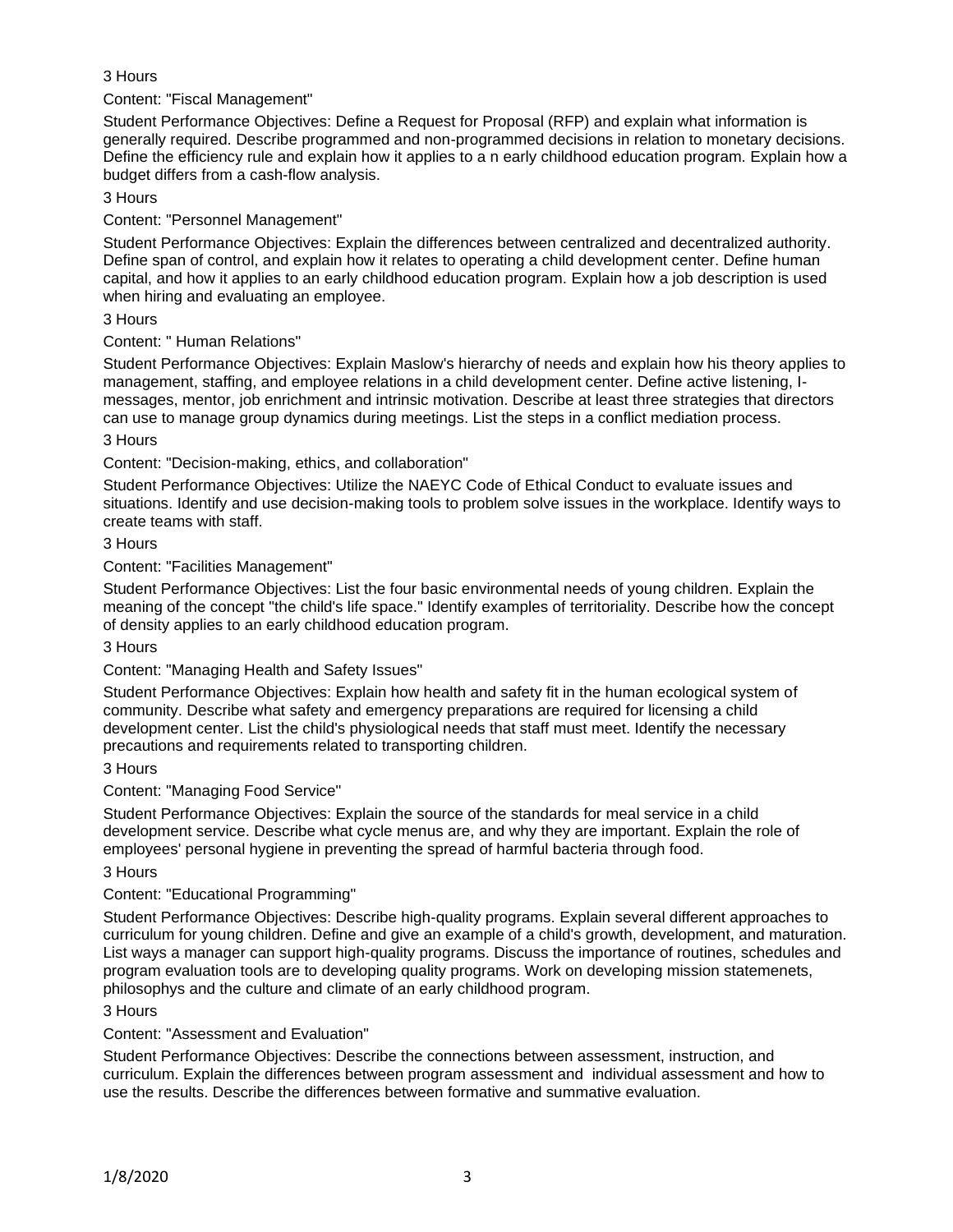3 Hours

Content: "Fiscal Management"

Student Performance Objectives: Define a Request for Proposal (RFP) and explain what information is generally required. Describe programmed and non-programmed decisions in relation to monetary decisions. Define the efficiency rule and explain how it applies to a n early childhood education program. Explain how a budget differs from a cash-flow analysis.

3 Hours

Content: "Personnel Management"

Student Performance Objectives: Explain the differences between centralized and decentralized authority. Define span of control, and explain how it relates to operating a child development center. Define human capital, and how it applies to an early childhood education program. Explain how a job description is used when hiring and evaluating an employee.

3 Hours

Content: " Human Relations"

Student Performance Objectives: Explain Maslow's hierarchy of needs and explain how his theory applies to management, staffing, and employee relations in a child development center. Define active listening, I-messages, mentor, job enrichment and intrinsic motivation. Describe at least three strategies that directors can use to manage group dynamics during meetings. List the steps in a conflict mediation process.

3 Hours

Content: "Decision-making, ethics, and collaboration"

Student Performance Objectives: Utilize the NAEYC Code of Ethical Conduct to evaluate issues and situations. Identify and use decision-making tools to problem solve issues in the workplace. Identify ways to create teams with staff.

3 Hours

Content: "Facilities Management"

Student Performance Objectives: List the four basic environmental needs of young children. Explain the meaning of the concept "the child's life space." Identify examples of territoriality. Describe how the concept of density applies to an early childhood education program.

3 Hours

Content: "Managing Health and Safety Issues"

Student Performance Objectives: Explain how health and safety fit in the human ecological system of community. Describe what safety and emergency preparations are required for licensing a child development center. List the child's physiological needs that staff must meet. Identify the necessary precautions and requirements related to transporting children.

3 Hours

Content: "Managing Food Service"

Student Performance Objectives: Explain the source of the standards for meal service in a child development service. Describe what cycle menus are, and why they are important. Explain the role of employees' personal hygiene in preventing the spread of harmful bacteria through food.

3 Hours

Content: "Educational Programming"

Student Performance Objectives: Describe high-quality programs. Explain several different approaches to curriculum for young children. Define and give an example of a child's growth, development, and maturation. List ways a manager can support high-quality programs. Discuss the importance of routines, schedules and program evaluation tools are to developing quality programs. Work on developing mission statemenets, philosophys and the culture and climate of an early childhood program.

3 Hours

Content: "Assessment and Evaluation"

Student Performance Objectives: Describe the connections between assessment, instruction, and curriculum. Explain the differences between program assessment and individual assessment and how to use the results. Describe the differences between formative and summative evaluation.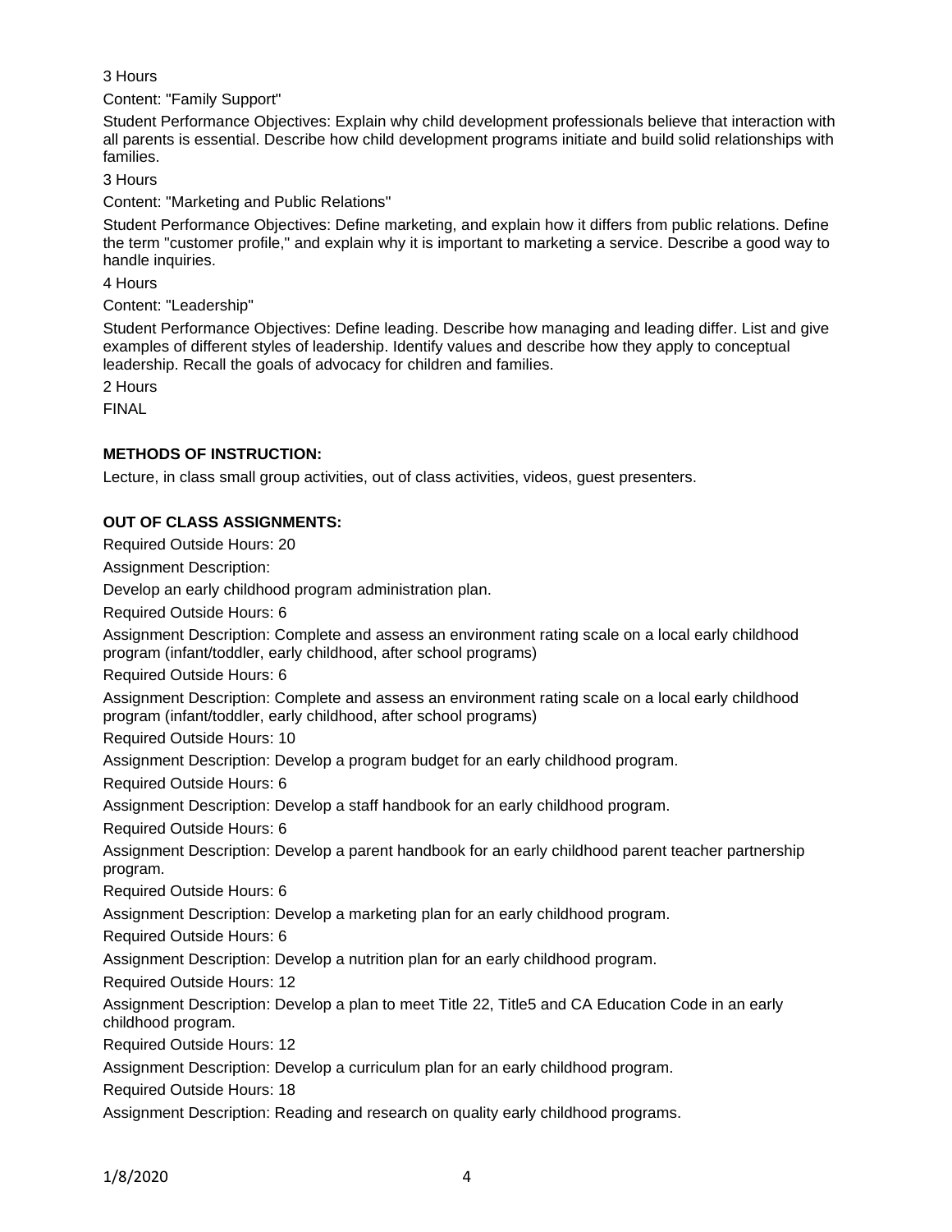3 Hours

Content: "Family Support"

Student Performance Objectives: Explain why child development professionals believe that interaction with all parents is essential. Describe how child development programs initiate and build solid relationships with families.

3 Hours

Content: "Marketing and Public Relations"

Student Performance Objectives: Define marketing, and explain how it differs from public relations. Define the term "customer profile," and explain why it is important to marketing a service. Describe a good way to handle inquiries.

4 Hours

Content: "Leadership"

Student Performance Objectives: Define leading. Describe how managing and leading differ. List and give examples of different styles of leadership. Identify values and describe how they apply to conceptual leadership. Recall the goals of advocacy for children and families.

2 Hours

FINAL

**METHODS OF INSTRUCTION:**

Lecture, in class small group activities, out of class activities, videos, guest presenters.

**OUT OF CLASS ASSIGNMENTS:**

Required Outside Hours: 20

Assignment Description:

Develop an early childhood program administration plan.

Required Outside Hours: 6

Assignment Description: Complete and assess an environment rating scale on a local early childhood program (infant/toddler, early childhood, after school programs)

Required Outside Hours: 6

Assignment Description: Complete and assess an environment rating scale on a local early childhood program (infant/toddler, early childhood, after school programs)

Required Outside Hours: 10

Assignment Description: Develop a program budget for an early childhood program.

Required Outside Hours: 6

Assignment Description: Develop a staff handbook for an early childhood program.

Required Outside Hours: 6

Assignment Description: Develop a parent handbook for an early childhood parent teacher partnership program.

Required Outside Hours: 6

Assignment Description: Develop a marketing plan for an early childhood program.

Required Outside Hours: 6

Assignment Description: Develop a nutrition plan for an early childhood program.

Required Outside Hours: 12

Assignment Description: Develop a plan to meet Title 22, Title5 and CA Education Code in an early childhood program.

Required Outside Hours: 12

Assignment Description: Develop a curriculum plan for an early childhood program.

Required Outside Hours: 18

Assignment Description: Reading and research on quality early childhood programs.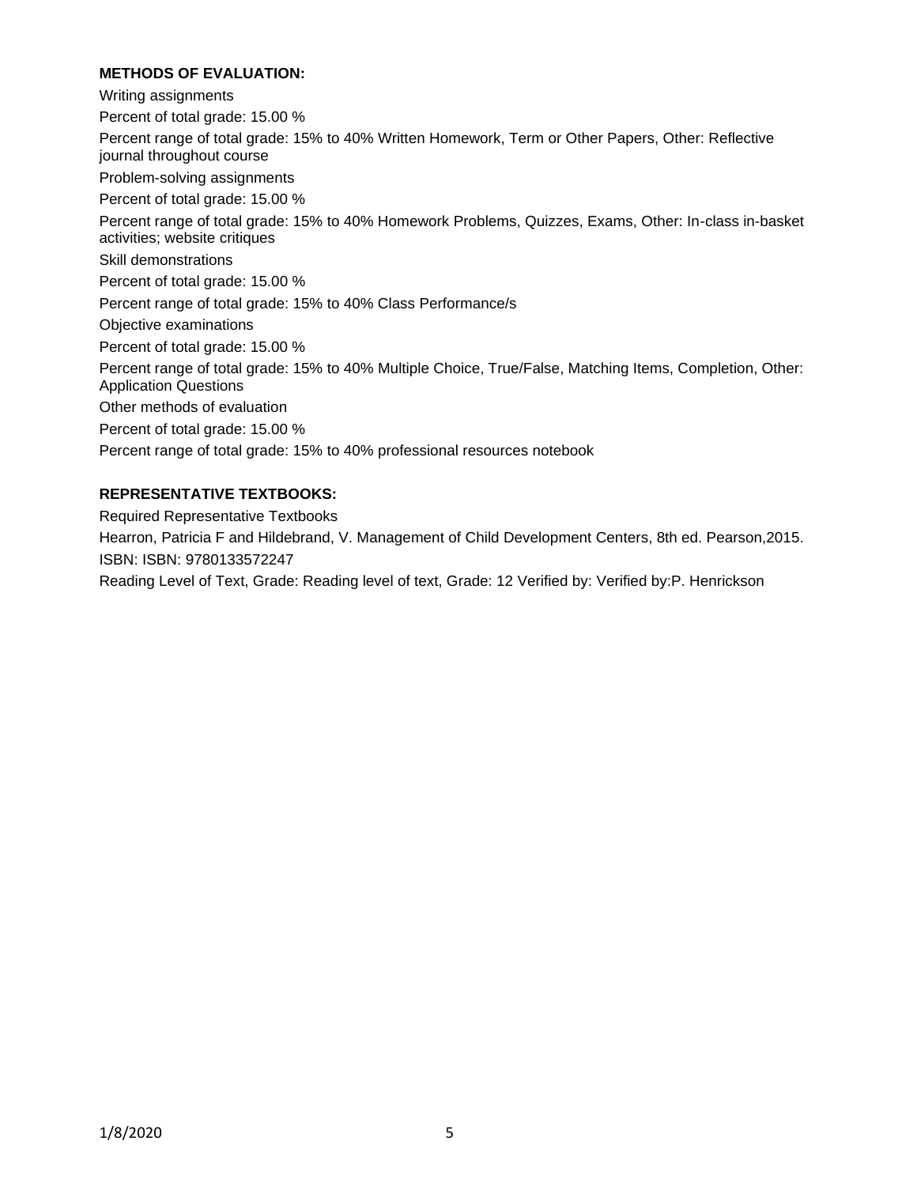## METHODS OF EVALUATION:

Writing assignments

Percent of total grade: 15.00 %

Percent range of total grade: 15% to 40% Written Homework, Term or Other Papers, Other: Reflective journal throughout course

Problem-solving assignments

Percent of total grade: 15.00 %

Percent range of total grade: 15% to 40% Homework Problems, Quizzes, Exams, Other: In-class in-basket activities; website critiques

Skill demonstrations

Percent of total grade: 15.00 %

Percent range of total grade: 15% to 40% Class Performance/s

Objective examinations

Percent of total grade: 15.00 %

Percent range of total grade: 15% to 40% Multiple Choice, True/False, Matching Items, Completion, Other: Application Questions

Other methods of evaluation

Percent of total grade: 15.00 %

Percent range of total grade: 15% to 40% professional resources notebook

## REPRESENTATIVE TEXTBOOKS:

Required Representative Textbooks

Hearron, Patricia F and Hildebrand, V. Management of Child Development Centers, 8th ed. Pearson,2015.

ISBN: ISBN: 9780133572247

Reading Level of Text, Grade: Reading level of text, Grade: 12 Verified by: Verified by:P. Henrickson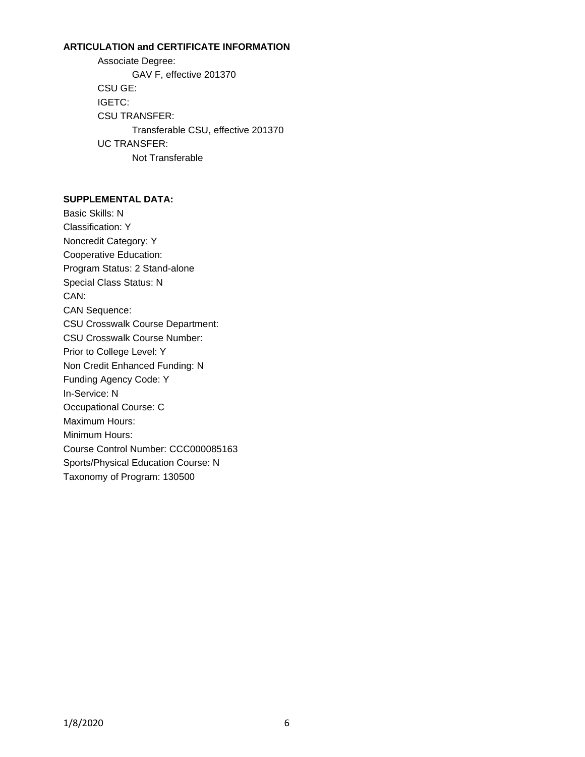**ARTICULATION and CERTIFICATE INFORMATION**

Associate Degree:

GAV F, effective 201370

CSU GE:

IGETC:

CSU TRANSFER:

Transferable CSU, effective 201370

UC TRANSFER:

Not Transferable

**SUPPLEMENTAL DATA:**

Basic Skills: N
Classification: Y
Noncredit Category: Y
Cooperative Education:
Program Status: 2 Stand-alone
Special Class Status: N
CAN:
CAN Sequence:
CSU Crosswalk Course Department:
CSU Crosswalk Course Number:
Prior to College Level: Y
Non Credit Enhanced Funding: N
Funding Agency Code: Y
In-Service: N
Occupational Course: C
Maximum Hours:
Minimum Hours:
Course Control Number: CCC000085163
Sports/Physical Education Course: N
Taxonomy of Program: 130500